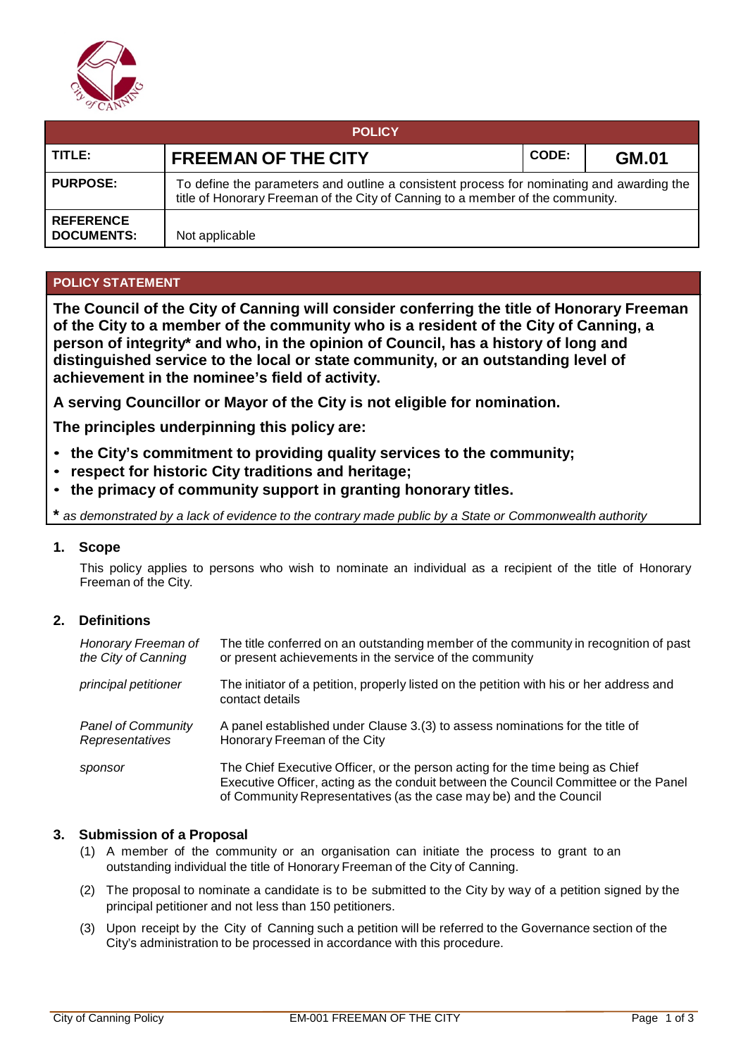| POLICY | | | |
|---|---|---|---|
| **TITLE:** | **FREEMAN OF THE CITY** | **CODE:** | **GM.01** |
| **PURPOSE:** | To define the parameters and outline a consistent process for nominating and awarding the title of Honorary Freeman of the City of Canning to a member of the community. | | |
| **REFERENCE DOCUMENTS:** | Not applicable | | |

## POLICY STATEMENT

**The Council of the City of Canning will consider conferring the title of Honorary Freeman of the City to a member of the community who is a resident of the City of Canning, a person of integrity* and who, in the opinion of Council, has a history of long and distinguished service to the local or state community, or an outstanding level of achievement in the nominee's field of activity.**

**A serving Councillor or Mayor of the City is not eligible for nomination.**

**The principles underpinning this policy are:**

- **the City's commitment to providing quality services to the community;**
- **respect for historic City traditions and heritage;**
- **the primacy of community support in granting honorary titles.**

**\*** *as demonstrated by a lack of evidence to the contrary made public by a State or Commonwealth authority*

### 1. Scope

This policy applies to persons who wish to nominate an individual as a recipient of the title of Honorary Freeman of the City.

### 2. Definitions

| | |
|---|---|
| *Honorary Freeman of the City of Canning* | The title conferred on an outstanding member of the community in recognition of past or present achievements in the service of the community |
| *principal petitioner* | The initiator of a petition, properly listed on the petition with his or her address and contact details |
| *Panel of Community Representatives* | A panel established under Clause 3.(3) to assess nominations for the title of Honorary Freeman of the City |
| *sponsor* | The Chief Executive Officer, or the person acting for the time being as Chief Executive Officer, acting as the conduit between the Council Committee or the Panel of Community Representatives (as the case may be) and the Council |

### 3. Submission of a Proposal

(1) A member of the community or an organisation can initiate the process to grant to an outstanding individual the title of Honorary Freeman of the City of Canning.

(2) The proposal to nominate a candidate is to be submitted to the City by way of a petition signed by the principal petitioner and not less than 150 petitioners.

(3) Upon receipt by the City of Canning such a petition will be referred to the Governance section of the City's administration to be processed in accordance with this procedure.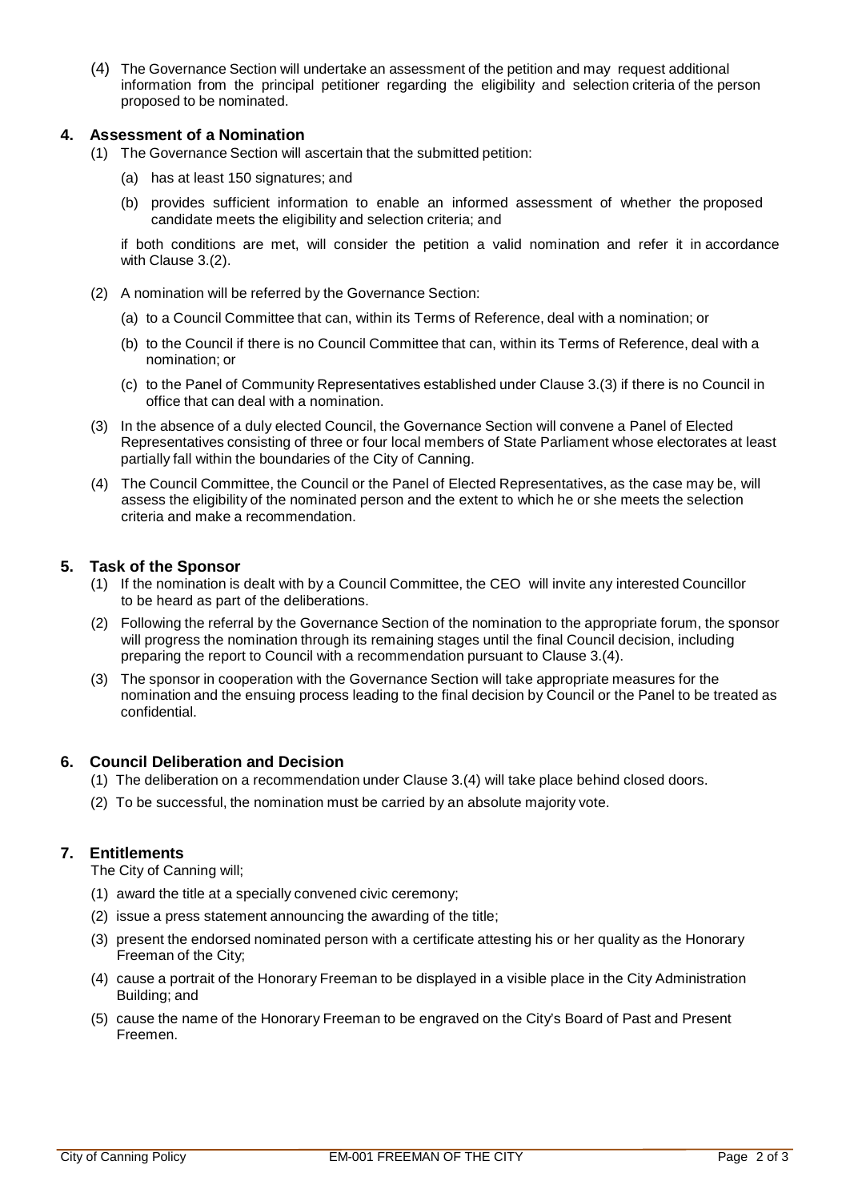(4) The Governance Section will undertake an assessment of the petition and may request additional information from the principal petitioner regarding the eligibility and selection criteria of the person proposed to be nominated.

## 4. Assessment of a Nomination

(1) The Governance Section will ascertain that the submitted petition:

(a) has at least 150 signatures; and

(b) provides sufficient information to enable an informed assessment of whether the proposed candidate meets the eligibility and selection criteria; and

if both conditions are met, will consider the petition a valid nomination and refer it in accordance with Clause 3.(2).

(2) A nomination will be referred by the Governance Section:

(a) to a Council Committee that can, within its Terms of Reference, deal with a nomination; or

(b) to the Council if there is no Council Committee that can, within its Terms of Reference, deal with a nomination; or

(c) to the Panel of Community Representatives established under Clause 3.(3) if there is no Council in office that can deal with a nomination.

(3) In the absence of a duly elected Council, the Governance Section will convene a Panel of Elected Representatives consisting of three or four local members of State Parliament whose electorates at least partially fall within the boundaries of the City of Canning.

(4) The Council Committee, the Council or the Panel of Elected Representatives, as the case may be, will assess the eligibility of the nominated person and the extent to which he or she meets the selection criteria and make a recommendation.

## 5. Task of the Sponsor

(1) If the nomination is dealt with by a Council Committee, the CEO will invite any interested Councillor to be heard as part of the deliberations.

(2) Following the referral by the Governance Section of the nomination to the appropriate forum, the sponsor will progress the nomination through its remaining stages until the final Council decision, including preparing the report to Council with a recommendation pursuant to Clause 3.(4).

(3) The sponsor in cooperation with the Governance Section will take appropriate measures for the nomination and the ensuing process leading to the final decision by Council or the Panel to be treated as confidential.

## 6. Council Deliberation and Decision

(1) The deliberation on a recommendation under Clause 3.(4) will take place behind closed doors.

(2) To be successful, the nomination must be carried by an absolute majority vote.

## 7. Entitlements

The City of Canning will;

(1) award the title at a specially convened civic ceremony;

(2) issue a press statement announcing the awarding of the title;

(3) present the endorsed nominated person with a certificate attesting his or her quality as the Honorary Freeman of the City;

(4) cause a portrait of the Honorary Freeman to be displayed in a visible place in the City Administration Building; and

(5) cause the name of the Honorary Freeman to be engraved on the City's Board of Past and Present Freemen.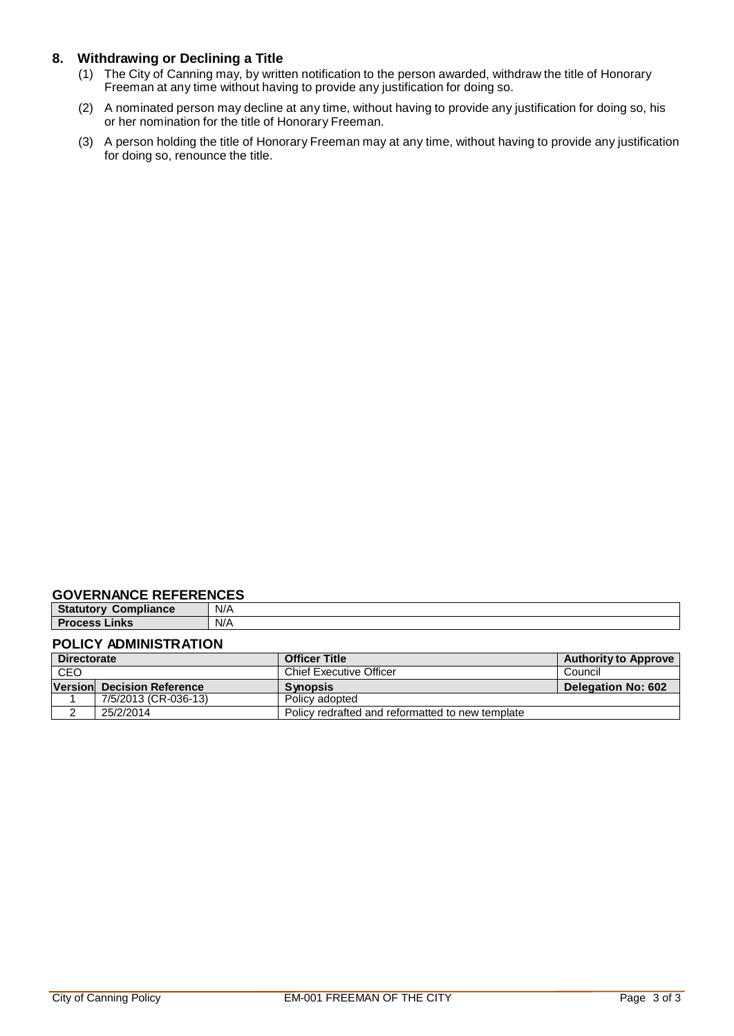## 8. Withdrawing or Declining a Title

(1) The City of Canning may, by written notification to the person awarded, withdraw the title of Honorary Freeman at any time without having to provide any justification for doing so.

(2) A nominated person may decline at any time, without having to provide any justification for doing so, his or her nomination for the title of Honorary Freeman.

(3) A person holding the title of Honorary Freeman may at any time, without having to provide any justification for doing so, renounce the title.

## GOVERNANCE REFERENCES

| | |
|---|---|
| **Statutory Compliance** | N/A |
| **Process Links** | N/A |

## POLICY ADMINISTRATION

| **Directorate** | | **Officer Title** | **Authority to Approve** |
|---|---|---|---|
| CEO | | Chief Executive Officer | Council |
| **Version** | **Decision Reference** | **Synopsis** | **Delegation No: 602** |
| 1 | 7/5/2013 (CR-036-13) | Policy adopted | |
| 2 | 25/2/2014 | Policy redrafted and reformatted to new template | |